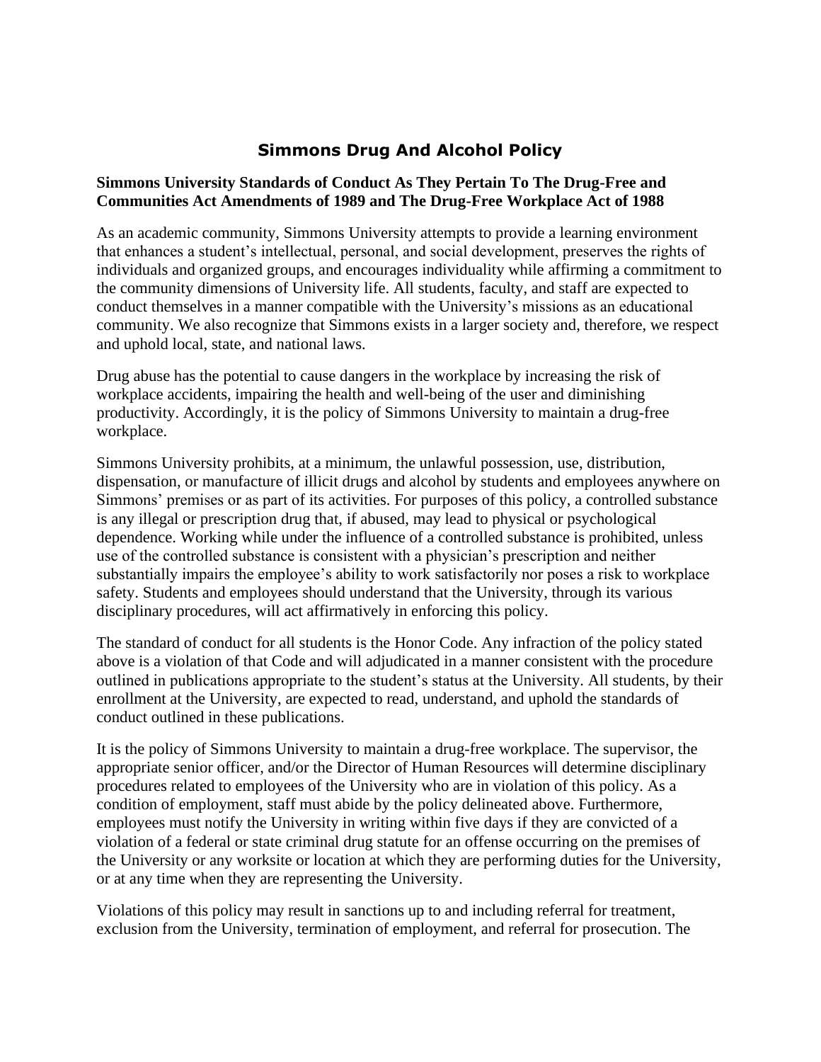# Simmons Drug And Alcohol Policy

**Simmons University Standards of Conduct As They Pertain To The Drug-Free and Communities Act Amendments of 1989 and The Drug-Free Workplace Act of 1988**

As an academic community, Simmons University attempts to provide a learning environment that enhances a student's intellectual, personal, and social development, preserves the rights of individuals and organized groups, and encourages individuality while affirming a commitment to the community dimensions of University life. All students, faculty, and staff are expected to conduct themselves in a manner compatible with the University's missions as an educational community. We also recognize that Simmons exists in a larger society and, therefore, we respect and uphold local, state, and national laws.

Drug abuse has the potential to cause dangers in the workplace by increasing the risk of workplace accidents, impairing the health and well-being of the user and diminishing productivity. Accordingly, it is the policy of Simmons University to maintain a drug-free workplace.

Simmons University prohibits, at a minimum, the unlawful possession, use, distribution, dispensation, or manufacture of illicit drugs and alcohol by students and employees anywhere on Simmons' premises or as part of its activities. For purposes of this policy, a controlled substance is any illegal or prescription drug that, if abused, may lead to physical or psychological dependence. Working while under the influence of a controlled substance is prohibited, unless use of the controlled substance is consistent with a physician's prescription and neither substantially impairs the employee's ability to work satisfactorily nor poses a risk to workplace safety. Students and employees should understand that the University, through its various disciplinary procedures, will act affirmatively in enforcing this policy.

The standard of conduct for all students is the Honor Code. Any infraction of the policy stated above is a violation of that Code and will adjudicated in a manner consistent with the procedure outlined in publications appropriate to the student's status at the University. All students, by their enrollment at the University, are expected to read, understand, and uphold the standards of conduct outlined in these publications.

It is the policy of Simmons University to maintain a drug-free workplace. The supervisor, the appropriate senior officer, and/or the Director of Human Resources will determine disciplinary procedures related to employees of the University who are in violation of this policy. As a condition of employment, staff must abide by the policy delineated above. Furthermore, employees must notify the University in writing within five days if they are convicted of a violation of a federal or state criminal drug statute for an offense occurring on the premises of the University or any worksite or location at which they are performing duties for the University, or at any time when they are representing the University.

Violations of this policy may result in sanctions up to and including referral for treatment, exclusion from the University, termination of employment, and referral for prosecution. The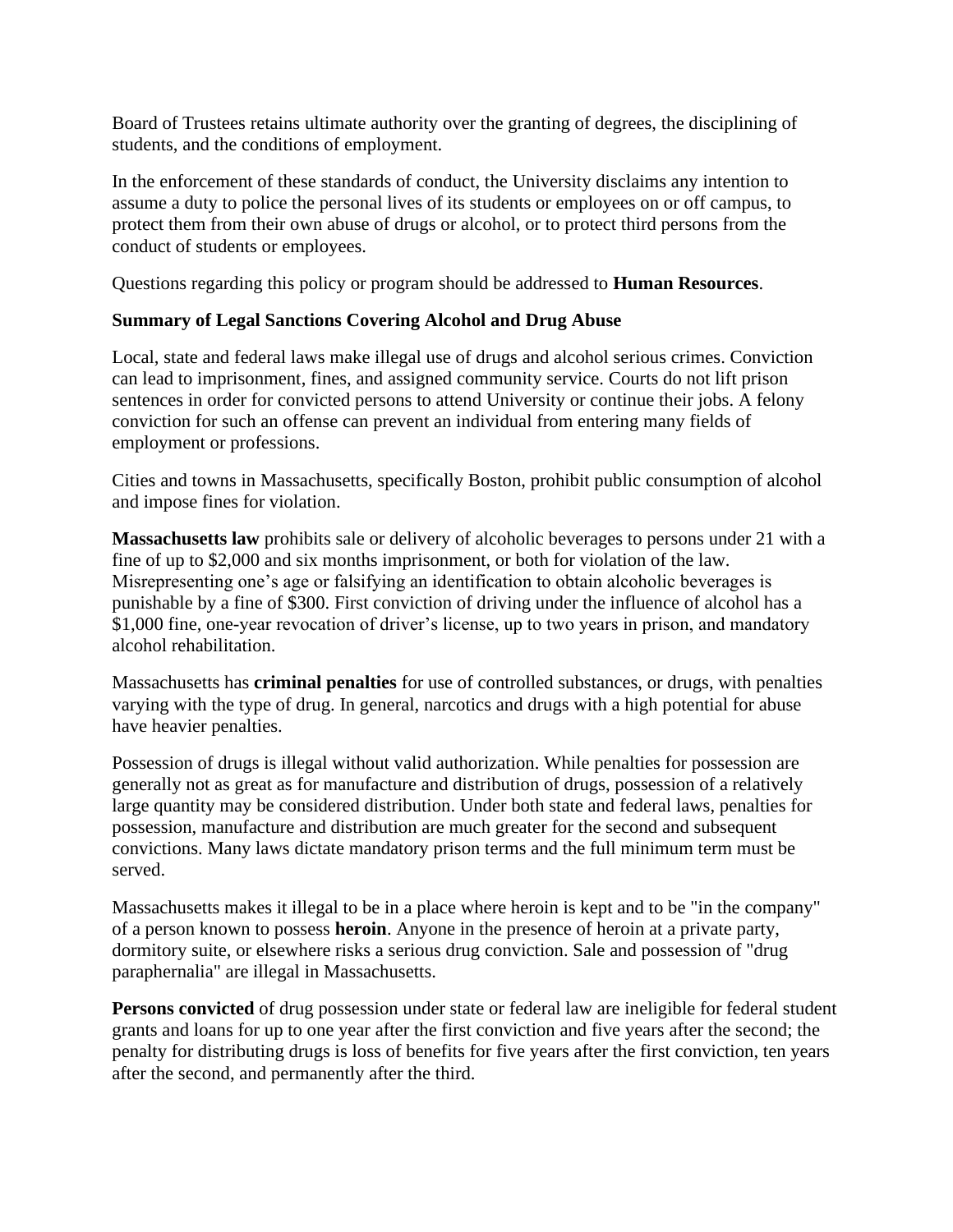Board of Trustees retains ultimate authority over the granting of degrees, the disciplining of students, and the conditions of employment.

In the enforcement of these standards of conduct, the University disclaims any intention to assume a duty to police the personal lives of its students or employees on or off campus, to protect them from their own abuse of drugs or alcohol, or to protect third persons from the conduct of students or employees.

Questions regarding this policy or program should be addressed to **Human Resources**.

**Summary of Legal Sanctions Covering Alcohol and Drug Abuse**

Local, state and federal laws make illegal use of drugs and alcohol serious crimes. Conviction can lead to imprisonment, fines, and assigned community service. Courts do not lift prison sentences in order for convicted persons to attend University or continue their jobs. A felony conviction for such an offense can prevent an individual from entering many fields of employment or professions.

Cities and towns in Massachusetts, specifically Boston, prohibit public consumption of alcohol and impose fines for violation.

**Massachusetts law** prohibits sale or delivery of alcoholic beverages to persons under 21 with a fine of up to $2,000 and six months imprisonment, or both for violation of the law. Misrepresenting one's age or falsifying an identification to obtain alcoholic beverages is punishable by a fine of $300. First conviction of driving under the influence of alcohol has a $1,000 fine, one-year revocation of driver's license, up to two years in prison, and mandatory alcohol rehabilitation.

Massachusetts has **criminal penalties** for use of controlled substances, or drugs, with penalties varying with the type of drug. In general, narcotics and drugs with a high potential for abuse have heavier penalties.

Possession of drugs is illegal without valid authorization. While penalties for possession are generally not as great as for manufacture and distribution of drugs, possession of a relatively large quantity may be considered distribution. Under both state and federal laws, penalties for possession, manufacture and distribution are much greater for the second and subsequent convictions. Many laws dictate mandatory prison terms and the full minimum term must be served.

Massachusetts makes it illegal to be in a place where heroin is kept and to be "in the company" of a person known to possess **heroin**. Anyone in the presence of heroin at a private party, dormitory suite, or elsewhere risks a serious drug conviction. Sale and possession of "drug paraphernalia" are illegal in Massachusetts.

**Persons convicted** of drug possession under state or federal law are ineligible for federal student grants and loans for up to one year after the first conviction and five years after the second; the penalty for distributing drugs is loss of benefits for five years after the first conviction, ten years after the second, and permanently after the third.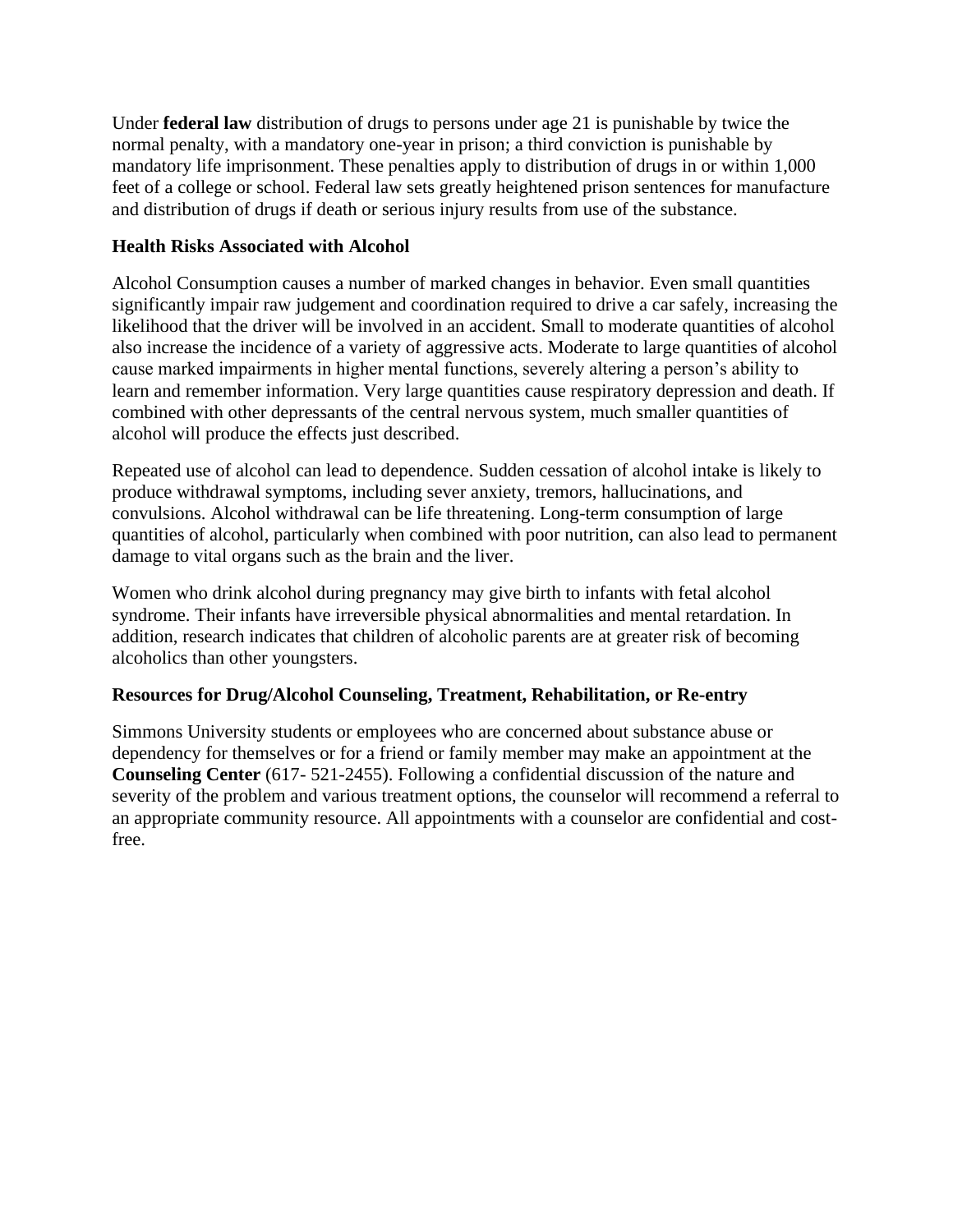Under **federal law** distribution of drugs to persons under age 21 is punishable by twice the normal penalty, with a mandatory one-year in prison; a third conviction is punishable by mandatory life imprisonment. These penalties apply to distribution of drugs in or within 1,000 feet of a college or school. Federal law sets greatly heightened prison sentences for manufacture and distribution of drugs if death or serious injury results from use of the substance.

**Health Risks Associated with Alcohol**

Alcohol Consumption causes a number of marked changes in behavior. Even small quantities significantly impair raw judgement and coordination required to drive a car safely, increasing the likelihood that the driver will be involved in an accident. Small to moderate quantities of alcohol also increase the incidence of a variety of aggressive acts. Moderate to large quantities of alcohol cause marked impairments in higher mental functions, severely altering a person's ability to learn and remember information. Very large quantities cause respiratory depression and death. If combined with other depressants of the central nervous system, much smaller quantities of alcohol will produce the effects just described.

Repeated use of alcohol can lead to dependence. Sudden cessation of alcohol intake is likely to produce withdrawal symptoms, including sever anxiety, tremors, hallucinations, and convulsions. Alcohol withdrawal can be life threatening. Long-term consumption of large quantities of alcohol, particularly when combined with poor nutrition, can also lead to permanent damage to vital organs such as the brain and the liver.

Women who drink alcohol during pregnancy may give birth to infants with fetal alcohol syndrome. Their infants have irreversible physical abnormalities and mental retardation. In addition, research indicates that children of alcoholic parents are at greater risk of becoming alcoholics than other youngsters.

**Resources for Drug/Alcohol Counseling, Treatment, Rehabilitation, or Re-entry**

Simmons University students or employees who are concerned about substance abuse or dependency for themselves or for a friend or family member may make an appointment at the **Counseling Center** (617- 521-2455). Following a confidential discussion of the nature and severity of the problem and various treatment options, the counselor will recommend a referral to an appropriate community resource. All appointments with a counselor are confidential and cost-free.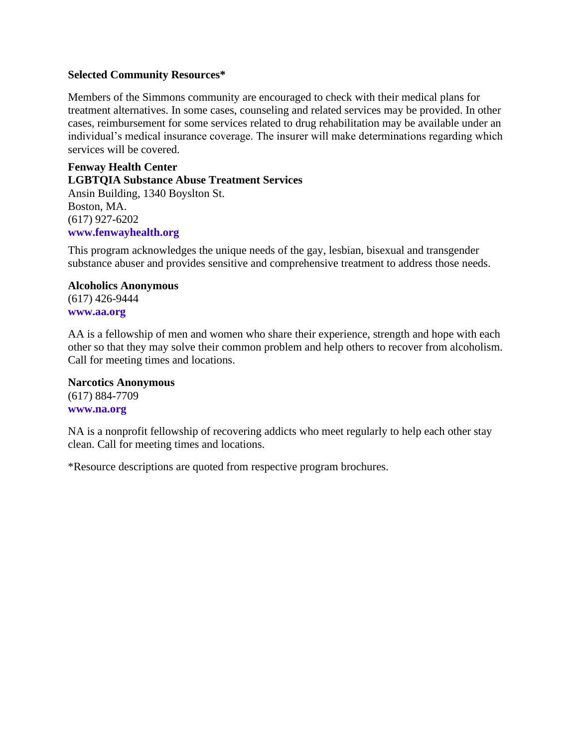**Selected Community Resources***

Members of the Simmons community are encouraged to check with their medical plans for treatment alternatives. In some cases, counseling and related services may be provided. In other cases, reimbursement for some services related to drug rehabilitation may be available under an individual's medical insurance coverage. The insurer will make determinations regarding which services will be covered.

**Fenway Health Center**
**LGBTQIA Substance Abuse Treatment Services**
Ansin Building, 1340 Boyslton St.
Boston, MA.
(617) 927-6202
**www.fenwayhealth.org**

This program acknowledges the unique needs of the gay, lesbian, bisexual and transgender substance abuser and provides sensitive and comprehensive treatment to address those needs.

**Alcoholics Anonymous**
(617) 426-9444
**www.aa.org**

AA is a fellowship of men and women who share their experience, strength and hope with each other so that they may solve their common problem and help others to recover from alcoholism. Call for meeting times and locations.

**Narcotics Anonymous**
(617) 884-7709
**www.na.org**

NA is a nonprofit fellowship of recovering addicts who meet regularly to help each other stay clean. Call for meeting times and locations.

*Resource descriptions are quoted from respective program brochures.